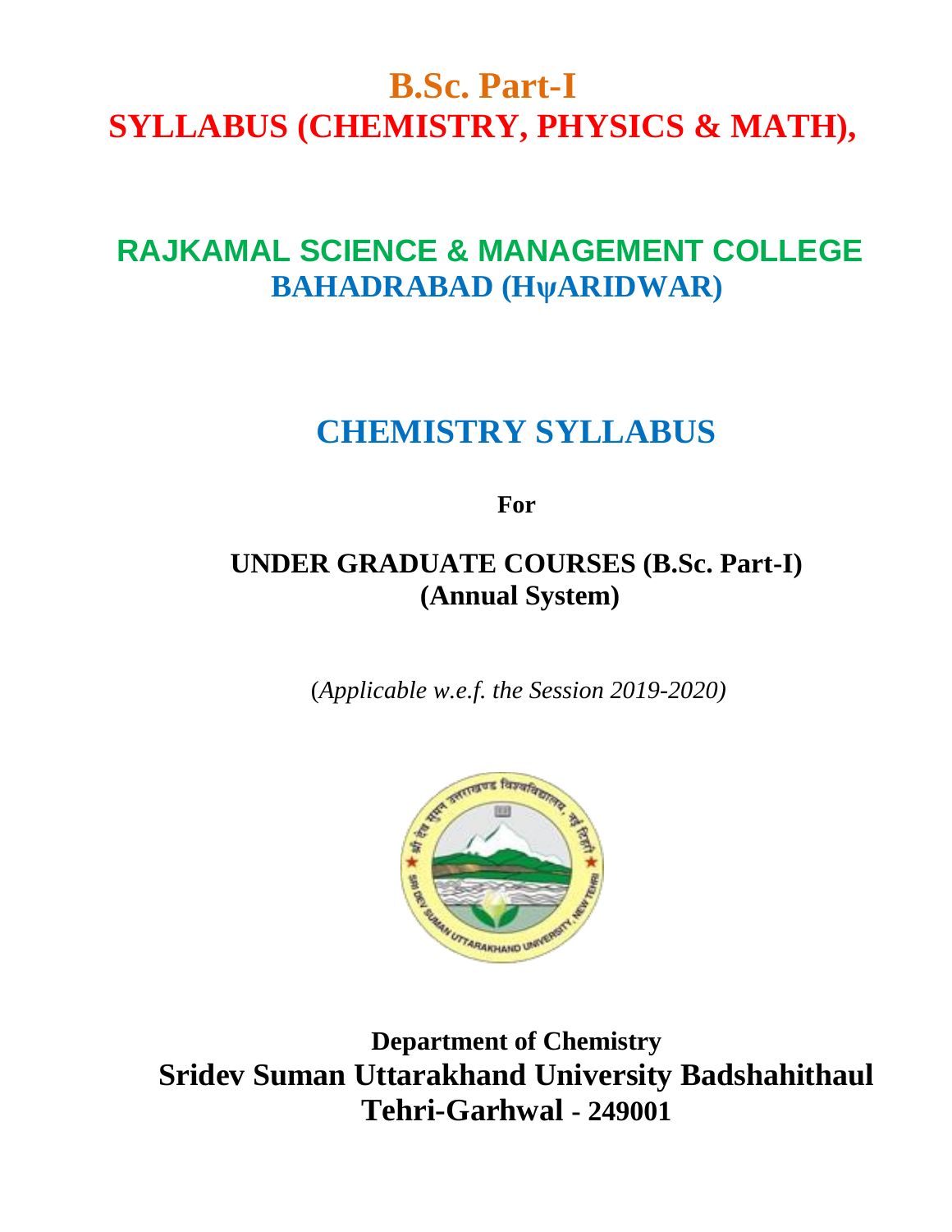# B.Sc. Part-I

# SYLLABUS (CHEMISTRY, PHYSICS & MATH),

## RAJKAMAL SCIENCE & MANAGEMENT COLLEGE

## BAHADRABAD (HψARIDWAR)

# CHEMISTRY SYLLABUS

**For**

**UNDER GRADUATE COURSES (B.Sc. Part-I)**
**(Annual System)**

(*Applicable w.e.f. the Session 2019-2020)*

**Department of Chemistry**

**Sridev Suman Uttarakhand University Badshahithaul**

**Tehri-Garhwal - 249001**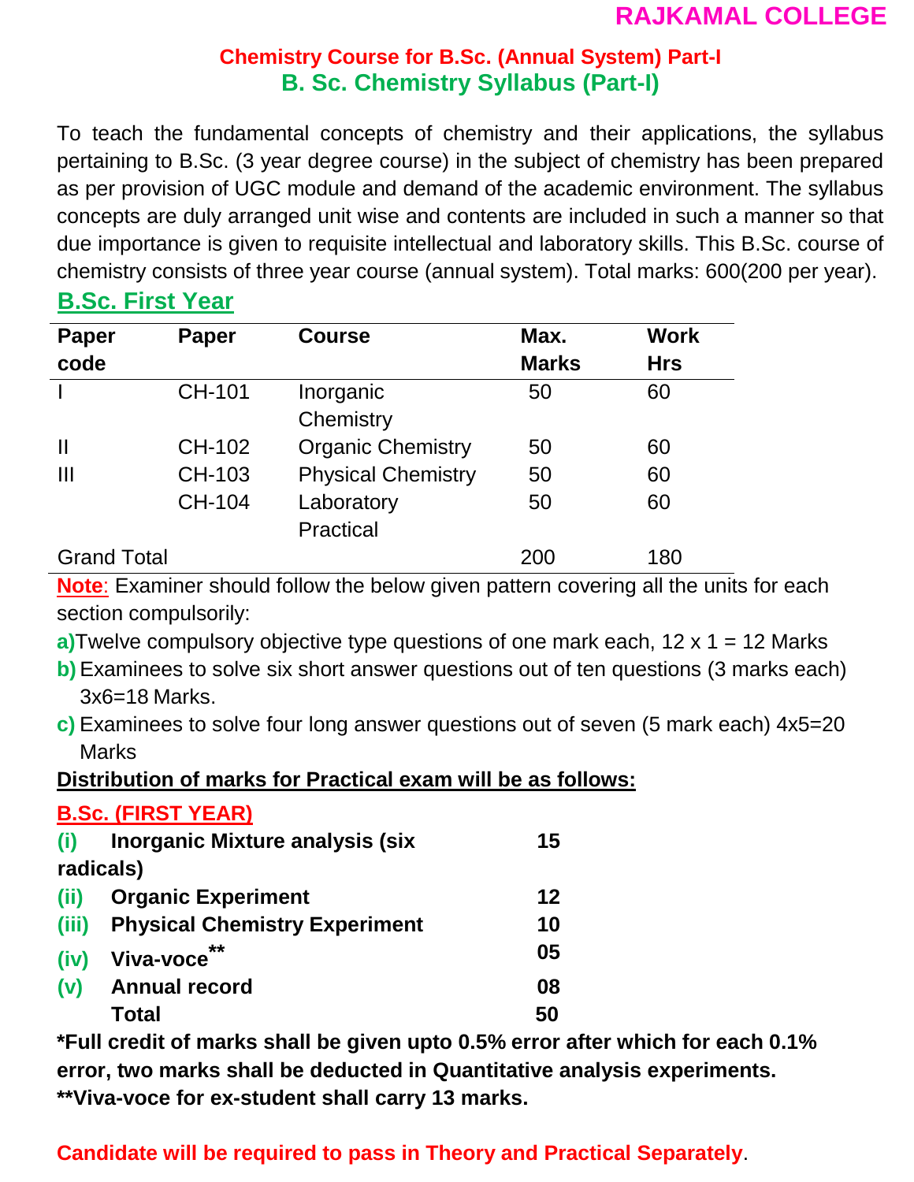# Chemistry Course for B.Sc. (Annual System) Part-I

## B. Sc. Chemistry Syllabus (Part-I)

To teach the fundamental concepts of chemistry and their applications, the syllabus pertaining to B.Sc. (3 year degree course) in the subject of chemistry has been prepared as per provision of UGC module and demand of the academic environment. The syllabus concepts are duly arranged unit wise and contents are included in such a manner so that due importance is given to requisite intellectual and laboratory skills. This B.Sc. course of chemistry consists of three year course (annual system). Total marks: 600(200 per year).

### B.Sc. First Year

| Paper code | Paper | Course | Max. Marks | Work Hrs |
|---|---|---|---|---|
| I | CH-101 | Inorganic Chemistry | 50 | 60 |
| II | CH-102 | Organic Chemistry | 50 | 60 |
| III | CH-103 | Physical Chemistry | 50 | 60 |
| | CH-104 | Laboratory Practical | 50 | 60 |
| Grand Total | | | 200 | 180 |

**Note**: Examiner should follow the below given pattern covering all the units for each section compulsorily:

**a)** Twelve compulsory objective type questions of one mark each, 12 x 1 = 12 Marks

**b)** Examinees to solve six short answer questions out of ten questions (3 marks each) 3x6=18 Marks.

**c)** Examinees to solve four long answer questions out of seven (5 mark each) 4x5=20 Marks

**Distribution of marks for Practical exam will be as follows:**

**B.Sc. (FIRST YEAR)**

| | | |
|---|---|---|
| **(i)** | **Inorganic Mixture analysis (six radicals)** | **15** |
| **(ii)** | **Organic Experiment** | **12** |
| **(iii)** | **Physical Chemistry Experiment** | **10** |
| **(iv)** | **Viva-voce\*\*** | **05** |
| **(v)** | **Annual record** | **08** |
| | **Total** | **50** |

**\*Full credit of marks shall be given upto 0.5% error after which for each 0.1% error, two marks shall be deducted in Quantitative analysis experiments.**

**\*\*Viva-voce for ex-student shall carry 13 marks.**

**Candidate will be required to pass in Theory and Practical Separately**.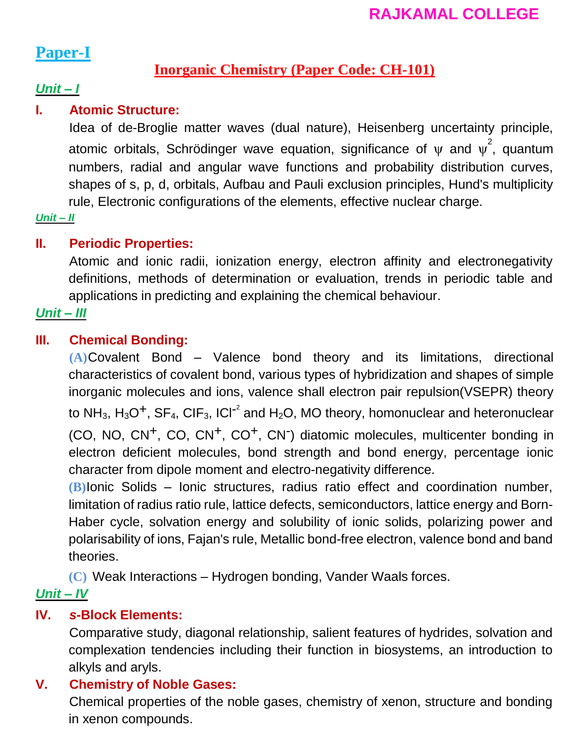**RAJKAMAL COLLEGE**

# Paper-I

## Inorganic Chemistry (Paper Code: CH-101)

***Unit – I***

### I. Atomic Structure:

Idea of de-Broglie matter waves (dual nature), Heisenberg uncertainty principle, atomic orbitals, Schrödinger wave equation, significance of $\psi$ and $\psi^2$, quantum numbers, radial and angular wave functions and probability distribution curves, shapes of s, p, d, orbitals, Aufbau and Pauli exclusion principles, Hund's multiplicity rule, Electronic configurations of the elements, effective nuclear charge.

***Unit – II***

### II. Periodic Properties:

Atomic and ionic radii, ionization energy, electron affinity and electronegativity definitions, methods of determination or evaluation, trends in periodic table and applications in predicting and explaining the chemical behaviour.

***Unit – III***

### III. Chemical Bonding:

**(A)** Covalent Bond – Valence bond theory and its limitations, directional characteristics of covalent bond, various types of hybridization and shapes of simple inorganic molecules and ions, valence shall electron pair repulsion(VSEPR) theory to $NH_3$, $H_3O^+$, $SF_4$, $ClF_3$, $ICl^{-2}$ and $H_2O$, MO theory, homonuclear and heteronuclear ($CO$, $NO$, $CN^+$, $CO$, $CN^+$, $CO^+$, $CN^-$) diatomic molecules, multicenter bonding in electron deficient molecules, bond strength and bond energy, percentage ionic character from dipole moment and electro-negativity difference.

**(B)** Ionic Solids – Ionic structures, radius ratio effect and coordination number, limitation of radius ratio rule, lattice defects, semiconductors, lattice energy and Born-Haber cycle, solvation energy and solubility of ionic solids, polarizing power and polarisability of ions, Fajan's rule, Metallic bond-free electron, valence bond and band theories.

**(C)** Weak Interactions – Hydrogen bonding, Vander Waals forces.

***Unit – IV***

### IV. *s*-Block Elements:

Comparative study, diagonal relationship, salient features of hydrides, solvation and complexation tendencies including their function in biosystems, an introduction to alkyls and aryls.

### V. Chemistry of Noble Gases:

Chemical properties of the noble gases, chemistry of xenon, structure and bonding in xenon compounds.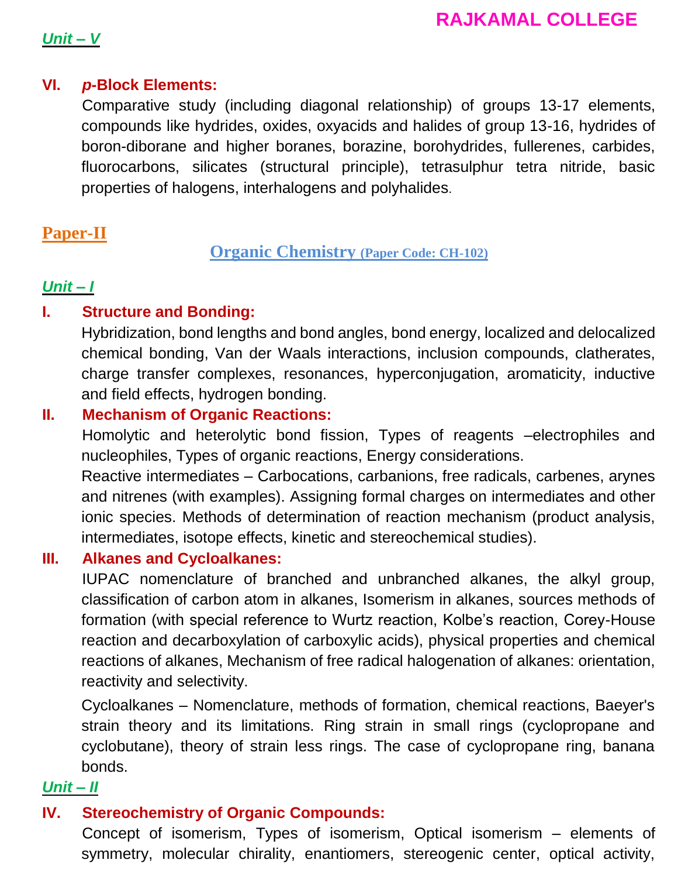*Unit – V*

**VI. *p*-Block Elements:**

Comparative study (including diagonal relationship) of groups 13-17 elements, compounds like hydrides, oxides, oxyacids and halides of group 13-16, hydrides of boron-diborane and higher boranes, borazine, borohydrides, fullerenes, carbides, fluorocarbons, silicates (structural principle), tetrasulphur tetra nitride, basic properties of halogens, interhalogens and polyhalides.

## Paper-II

### Organic Chemistry (Paper Code: CH-102)

*Unit – I*

**I. Structure and Bonding:**

Hybridization, bond lengths and bond angles, bond energy, localized and delocalized chemical bonding, Van der Waals interactions, inclusion compounds, clatherates, charge transfer complexes, resonances, hyperconjugation, aromaticity, inductive and field effects, hydrogen bonding.

**II. Mechanism of Organic Reactions:**

Homolytic and heterolytic bond fission, Types of reagents –electrophiles and nucleophiles, Types of organic reactions, Energy considerations.

Reactive intermediates – Carbocations, carbanions, free radicals, carbenes, arynes and nitrenes (with examples). Assigning formal charges on intermediates and other ionic species. Methods of determination of reaction mechanism (product analysis, intermediates, isotope effects, kinetic and stereochemical studies).

**III. Alkanes and Cycloalkanes:**

IUPAC nomenclature of branched and unbranched alkanes, the alkyl group, classification of carbon atom in alkanes, Isomerism in alkanes, sources methods of formation (with special reference to Wurtz reaction, Kolbe's reaction, Corey-House reaction and decarboxylation of carboxylic acids), physical properties and chemical reactions of alkanes, Mechanism of free radical halogenation of alkanes: orientation, reactivity and selectivity.

Cycloalkanes – Nomenclature, methods of formation, chemical reactions, Baeyer's strain theory and its limitations. Ring strain in small rings (cyclopropane and cyclobutane), theory of strain less rings. The case of cyclopropane ring, banana bonds.

*Unit – II*

**IV. Stereochemistry of Organic Compounds:**

Concept of isomerism, Types of isomerism, Optical isomerism – elements of symmetry, molecular chirality, enantiomers, stereogenic center, optical activity,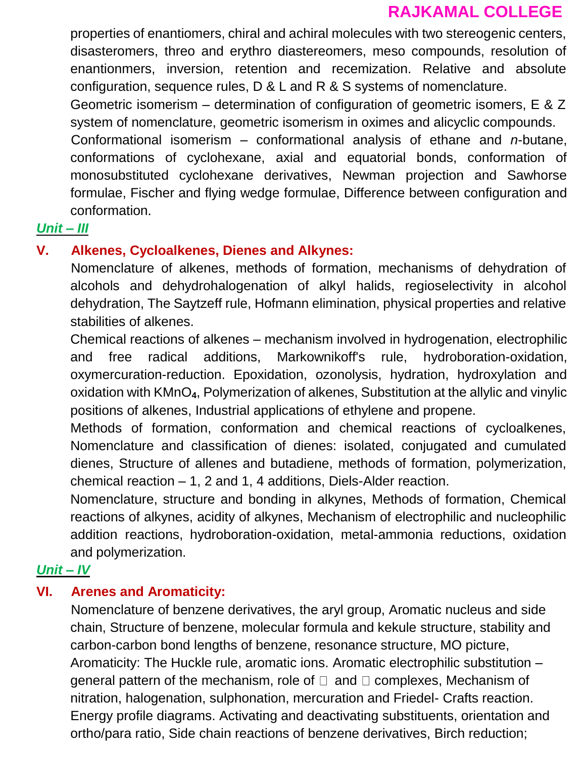properties of enantiomers, chiral and achiral molecules with two stereogenic centers, disasteromers, threo and erythro diastereomers, meso compounds, resolution of enantionmers, inversion, retention and recemization. Relative and absolute configuration, sequence rules, D & L and R & S systems of nomenclature.

Geometric isomerism – determination of configuration of geometric isomers, E & Z system of nomenclature, geometric isomerism in oximes and alicyclic compounds.

Conformational isomerism – conformational analysis of ethane and *n*-butane, conformations of cyclohexane, axial and equatorial bonds, conformation of monosubstituted cyclohexane derivatives, Newman projection and Sawhorse formulae, Fischer and flying wedge formulae, Difference between configuration and conformation.

## *Unit – III*

### V. Alkenes, Cycloalkenes, Dienes and Alkynes:

Nomenclature of alkenes, methods of formation, mechanisms of dehydration of alcohols and dehydrohalogenation of alkyl halids, regioselectivity in alcohol dehydration, The Saytzeff rule, Hofmann elimination, physical properties and relative stabilities of alkenes.

Chemical reactions of alkenes – mechanism involved in hydrogenation, electrophilic and free radical additions, Markownikoff's rule, hydroboration-oxidation, oxymercuration-reduction. Epoxidation, ozonolysis, hydration, hydroxylation and oxidation with $KMnO_4$, Polymerization of alkenes, Substitution at the allylic and vinylic positions of alkenes, Industrial applications of ethylene and propene.

Methods of formation, conformation and chemical reactions of cycloalkenes, Nomenclature and classification of dienes: isolated, conjugated and cumulated dienes, Structure of allenes and butadiene, methods of formation, polymerization, chemical reaction – 1, 2 and 1, 4 additions, Diels-Alder reaction.

Nomenclature, structure and bonding in alkynes, Methods of formation, Chemical reactions of alkynes, acidity of alkynes, Mechanism of electrophilic and nucleophilic addition reactions, hydroboration-oxidation, metal-ammonia reductions, oxidation and polymerization.

## *Unit – IV*

### VI. Arenes and Aromaticity:

Nomenclature of benzene derivatives, the aryl group, Aromatic nucleus and side chain, Structure of benzene, molecular formula and kekule structure, stability and carbon-carbon bond lengths of benzene, resonance structure, MO picture, Aromaticity: The Huckle rule, aromatic ions. Aromatic electrophilic substitution – general pattern of the mechanism, role of  and  complexes, Mechanism of nitration, halogenation, sulphonation, mercuration and Friedel- Crafts reaction. Energy profile diagrams. Activating and deactivating substituents, orientation and ortho/para ratio, Side chain reactions of benzene derivatives, Birch reduction;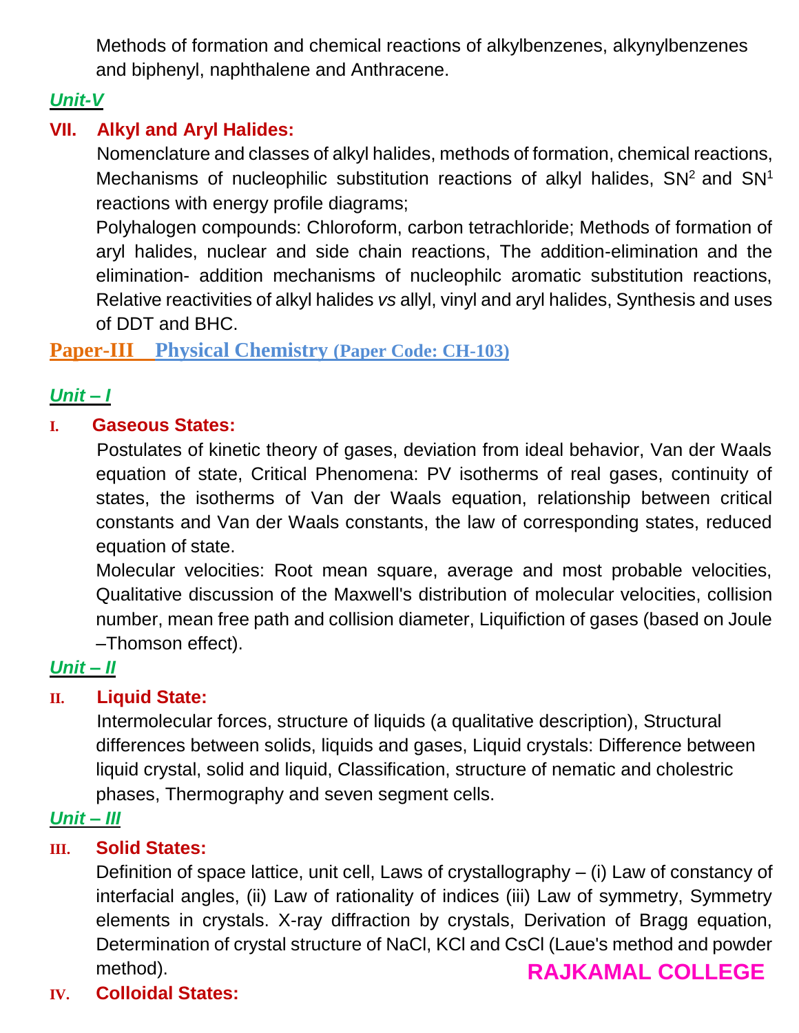Methods of formation and chemical reactions of alkylbenzenes, alkynylbenzenes and biphenyl, naphthalene and Anthracene.

***Unit-V***

### VII. Alkyl and Aryl Halides:

Nomenclature and classes of alkyl halides, methods of formation, chemical reactions, Mechanisms of nucleophilic substitution reactions of alkyl halides, $SN^2$ and $SN^1$ reactions with energy profile diagrams;

Polyhalogen compounds: Chloroform, carbon tetrachloride; Methods of formation of aryl halides, nuclear and side chain reactions, The addition-elimination and the elimination- addition mechanisms of nucleophilc aromatic substitution reactions, Relative reactivities of alkyl halides *vs* allyl, vinyl and aryl halides, Synthesis and uses of DDT and BHC.

## Paper-III Physical Chemistry (Paper Code: CH-103)

***Unit – I***

### I. Gaseous States:

Postulates of kinetic theory of gases, deviation from ideal behavior, Van der Waals equation of state, Critical Phenomena: PV isotherms of real gases, continuity of states, the isotherms of Van der Waals equation, relationship between critical constants and Van der Waals constants, the law of corresponding states, reduced equation of state.

Molecular velocities: Root mean square, average and most probable velocities, Qualitative discussion of the Maxwell's distribution of molecular velocities, collision number, mean free path and collision diameter, Liquifiction of gases (based on Joule –Thomson effect).

***Unit – II***

### II. Liquid State:

Intermolecular forces, structure of liquids (a qualitative description), Structural differences between solids, liquids and gases, Liquid crystals: Difference between liquid crystal, solid and liquid, Classification, structure of nematic and cholestric phases, Thermography and seven segment cells.

***Unit – III***

### III. Solid States:

Definition of space lattice, unit cell, Laws of crystallography – (i) Law of constancy of interfacial angles, (ii) Law of rationality of indices (iii) Law of symmetry, Symmetry elements in crystals. X-ray diffraction by crystals, Derivation of Bragg equation, Determination of crystal structure of NaCl, KCl and CsCl (Laue's method and powder method).

### IV. Colloidal States: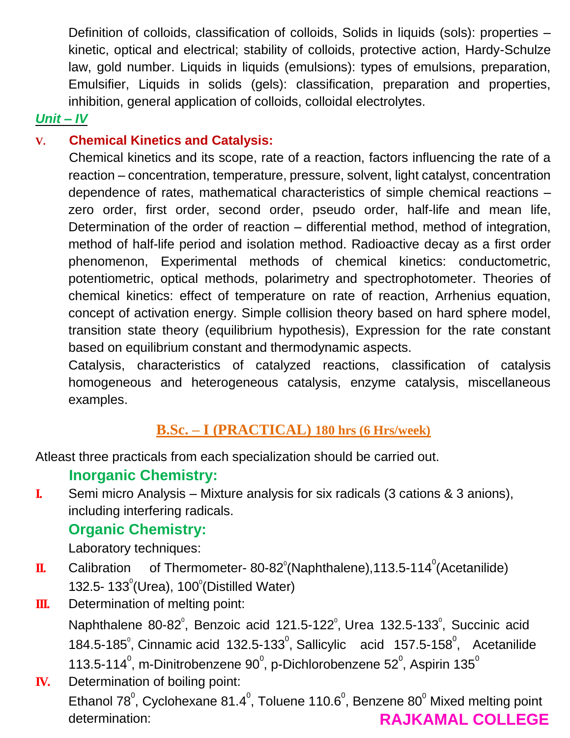Definition of colloids, classification of colloids, Solids in liquids (sols): properties – kinetic, optical and electrical; stability of colloids, protective action, Hardy-Schulze law, gold number. Liquids in liquids (emulsions): types of emulsions, preparation, Emulsifier, Liquids in solids (gels): classification, preparation and properties, inhibition, general application of colloids, colloidal electrolytes.

***Unit – IV***

### V. Chemical Kinetics and Catalysis:

Chemical kinetics and its scope, rate of a reaction, factors influencing the rate of a reaction – concentration, temperature, pressure, solvent, light catalyst, concentration dependence of rates, mathematical characteristics of simple chemical reactions – zero order, first order, second order, pseudo order, half-life and mean life, Determination of the order of reaction – differential method, method of integration, method of half-life period and isolation method. Radioactive decay as a first order phenomenon, Experimental methods of chemical kinetics: conductometric, potentiometric, optical methods, polarimetry and spectrophotometer. Theories of chemical kinetics: effect of temperature on rate of reaction, Arrhenius equation, concept of activation energy. Simple collision theory based on hard sphere model, transition state theory (equilibrium hypothesis), Expression for the rate constant based on equilibrium constant and thermodynamic aspects.

Catalysis, characteristics of catalyzed reactions, classification of catalysis homogeneous and heterogeneous catalysis, enzyme catalysis, miscellaneous examples.

## B.Sc. – I (PRACTICAL) 180 hrs (6 Hrs/week)

Atleast three practicals from each specialization should be carried out.

### Inorganic Chemistry:

**I.** Semi micro Analysis – Mixture analysis for six radicals (3 cations & 3 anions), including interfering radicals.

### Organic Chemistry:

Laboratory techniques:

**II.** Calibration of Thermometer- 80-82$^o$(Naphthalene),113.5-114$^0$(Acetanilide) 132.5- 133$^0$(Urea), 100$^o$(Distilled Water)

**III.** Determination of melting point:

Naphthalene 80-82$^o$, Benzoic acid 121.5-122$^o$, Urea 132.5-133$^o$, Succinic acid 184.5-185$^o$, Cinnamic acid 132.5-133$^0$, Sallicylic acid 157.5-158$^0$, Acetanilide 113.5-114$^0$, m-Dinitrobenzene 90$^0$, p-Dichlorobenzene 52$^0$, Aspirin 135$^0$

**IV.** Determination of boiling point:

Ethanol 78$^0$, Cyclohexane 81.4$^0$, Toluene 110.6$^0$, Benzene 80$^0$ Mixed melting point determination: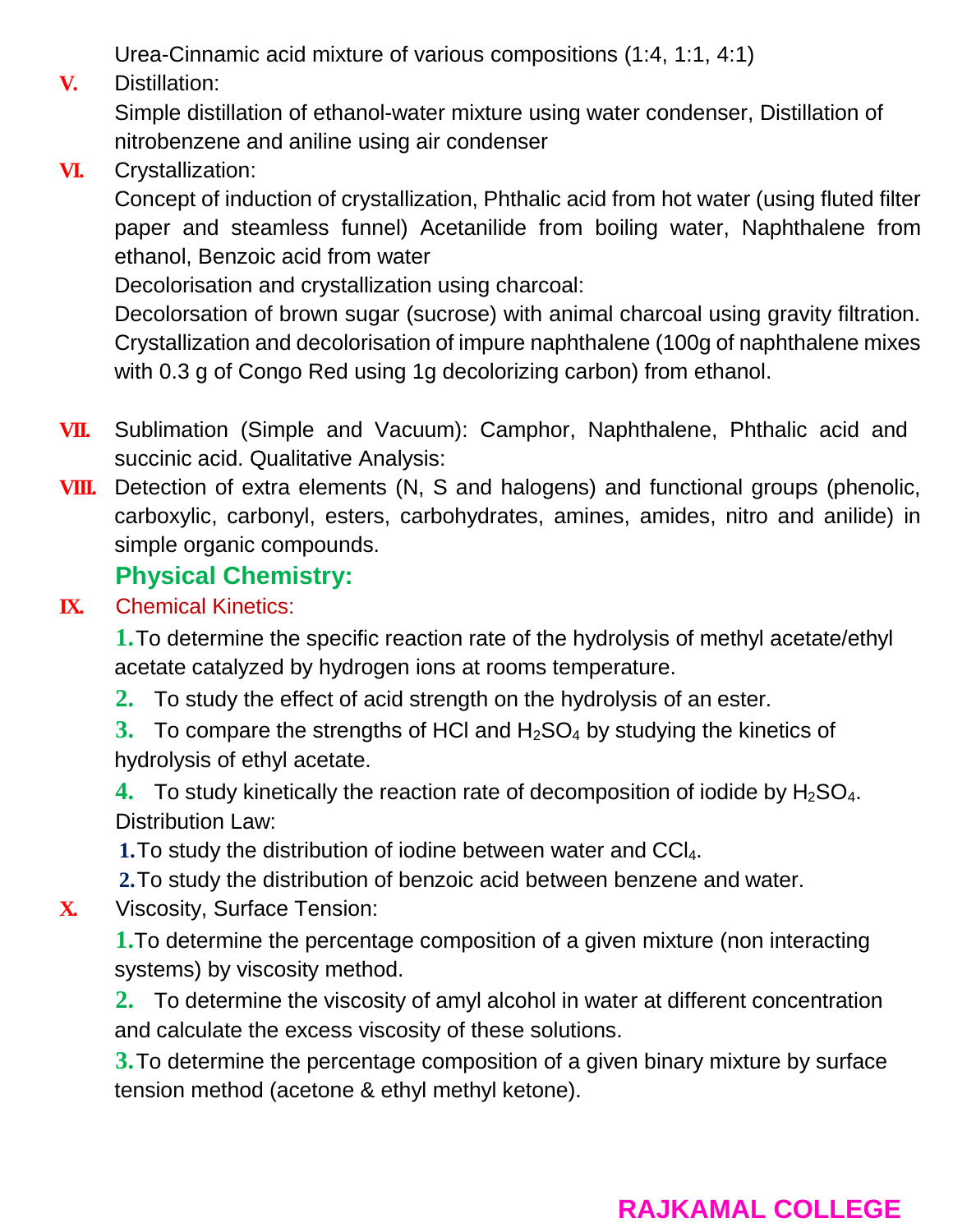Urea-Cinnamic acid mixture of various compositions (1:4, 1:1, 4:1)

**V.** Distillation:

Simple distillation of ethanol-water mixture using water condenser, Distillation of nitrobenzene and aniline using air condenser

**VI.** Crystallization:

Concept of induction of crystallization, Phthalic acid from hot water (using fluted filter paper and steamless funnel) Acetanilide from boiling water, Naphthalene from ethanol, Benzoic acid from water

Decolorisation and crystallization using charcoal:

Decolorsation of brown sugar (sucrose) with animal charcoal using gravity filtration. Crystallization and decolorisation of impure naphthalene (100g of naphthalene mixes with 0.3 g of Congo Red using 1g decolorizing carbon) from ethanol.

**VII.** Sublimation (Simple and Vacuum): Camphor, Naphthalene, Phthalic acid and succinic acid. Qualitative Analysis:

**VIII.** Detection of extra elements (N, S and halogens) and functional groups (phenolic, carboxylic, carbonyl, esters, carbohydrates, amines, amides, nitro and anilide) in simple organic compounds.

## Physical Chemistry:

**IX.** Chemical Kinetics:

1. To determine the specific reaction rate of the hydrolysis of methyl acetate/ethyl acetate catalyzed by hydrogen ions at rooms temperature.
2. To study the effect of acid strength on the hydrolysis of an ester.
3. To compare the strengths of HCl and $H_2SO_4$ by studying the kinetics of hydrolysis of ethyl acetate.
4. To study kinetically the reaction rate of decomposition of iodide by $H_2SO_4$.

Distribution Law:

1. To study the distribution of iodine between water and $CCl_4$.
2. To study the distribution of benzoic acid between benzene and water.

**X.** Viscosity, Surface Tension:

1. To determine the percentage composition of a given mixture (non interacting systems) by viscosity method.
2. To determine the viscosity of amyl alcohol in water at different concentration and calculate the excess viscosity of these solutions.
3. To determine the percentage composition of a given binary mixture by surface tension method (acetone & ethyl methyl ketone).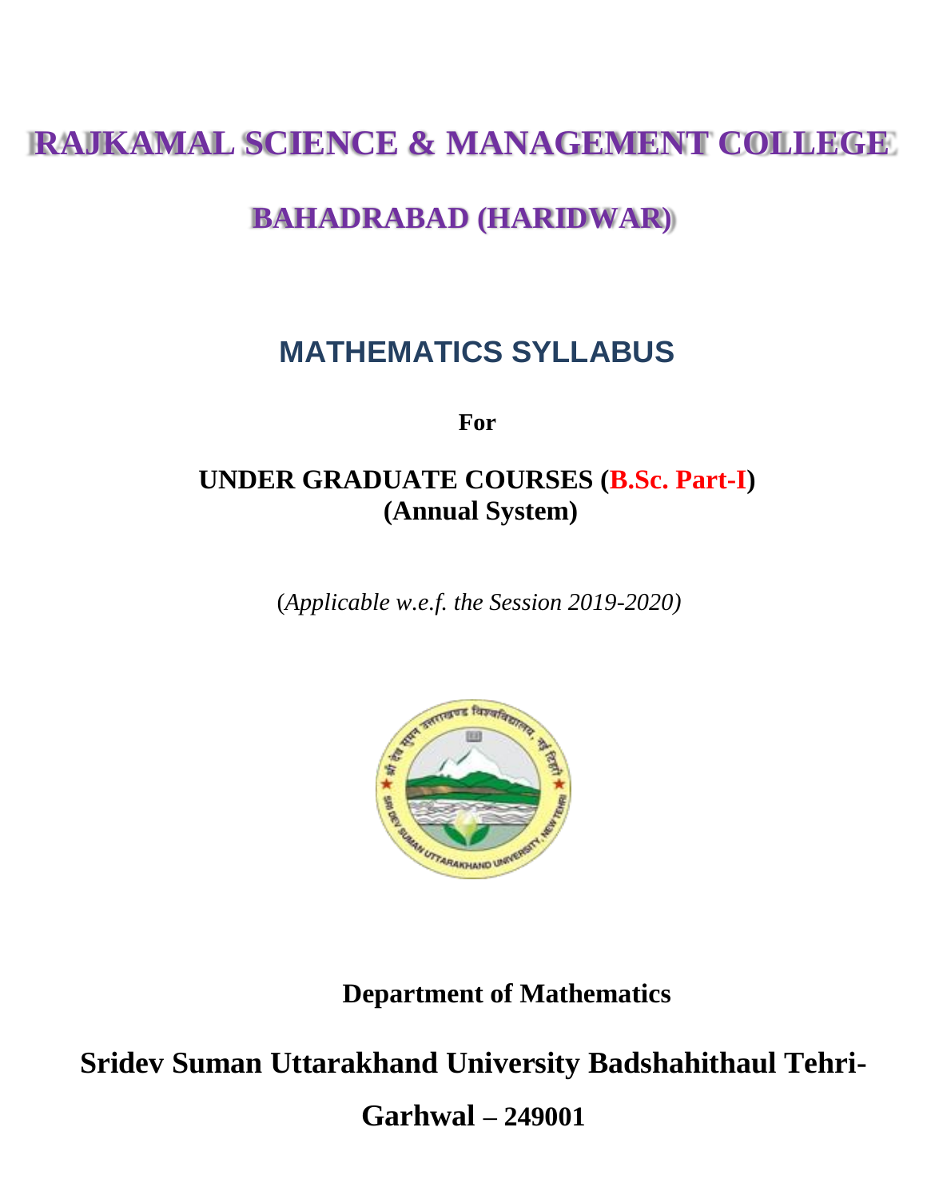# RAJKAMAL SCIENCE & MANAGEMENT COLLEGE

# BAHADRABAD (HARIDWAR)

## MATHEMATICS SYLLABUS

**For**

**UNDER GRADUATE COURSES (B.Sc. Part-I)**
**(Annual System)**

(*Applicable w.e.f. the Session 2019-2020)*

**Department of Mathematics**

**Sridev Suman Uttarakhand University Badshahithaul Tehri-Garhwal – 249001**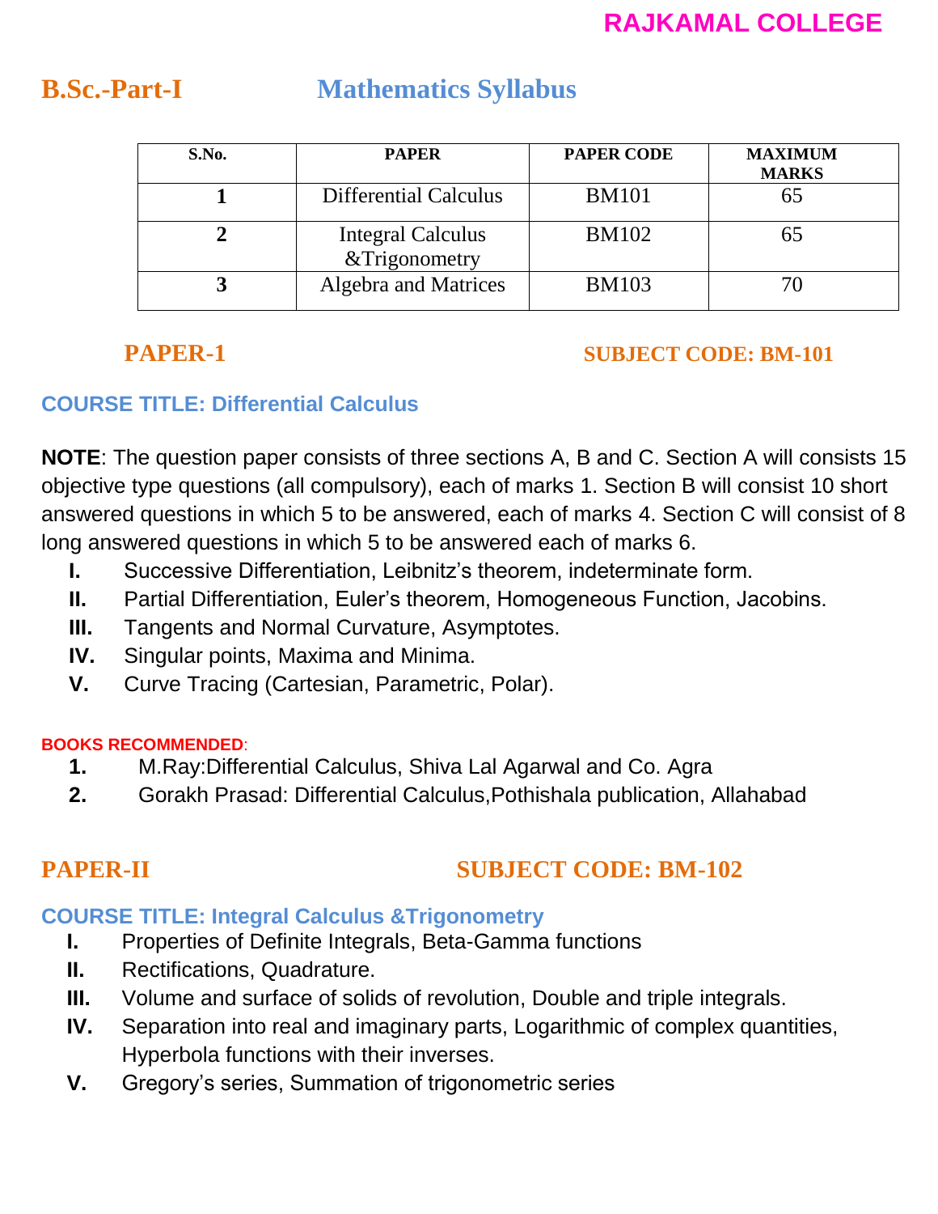**RAJKAMAL COLLEGE**

# B.Sc.-Part-I Mathematics Syllabus

| S.No. | PAPER | PAPER CODE | MAXIMUM MARKS |
|---|---|---|---|
| 1 | Differential Calculus | BM101 | 65 |
| 2 | Integral Calculus &Trigonometry | BM102 | 65 |
| 3 | Algebra and Matrices | BM103 | 70 |

## PAPER-1 SUBJECT CODE: BM-101

### COURSE TITLE: Differential Calculus

**NOTE**: The question paper consists of three sections A, B and C. Section A will consists 15 objective type questions (all compulsory), each of marks 1. Section B will consist 10 short answered questions in which 5 to be answered, each of marks 4. Section C will consist of 8 long answered questions in which 5 to be answered each of marks 6.

- **I.** Successive Differentiation, Leibnitz's theorem, indeterminate form.
- **II.** Partial Differentiation, Euler's theorem, Homogeneous Function, Jacobins.
- **III.** Tangents and Normal Curvature, Asymptotes.
- **IV.** Singular points, Maxima and Minima.
- **V.** Curve Tracing (Cartesian, Parametric, Polar).

**BOOKS RECOMMENDED**:

1. M.Ray:Differential Calculus, Shiva Lal Agarwal and Co. Agra
2. Gorakh Prasad: Differential Calculus,Pothishala publication, Allahabad

## PAPER-II SUBJECT CODE: BM-102

### COURSE TITLE: Integral Calculus &Trigonometry

- **I.** Properties of Definite Integrals, Beta-Gamma functions
- **II.** Rectifications, Quadrature.
- **III.** Volume and surface of solids of revolution, Double and triple integrals.
- **IV.** Separation into real and imaginary parts, Logarithmic of complex quantities, Hyperbola functions with their inverses.
- **V.** Gregory's series, Summation of trigonometric series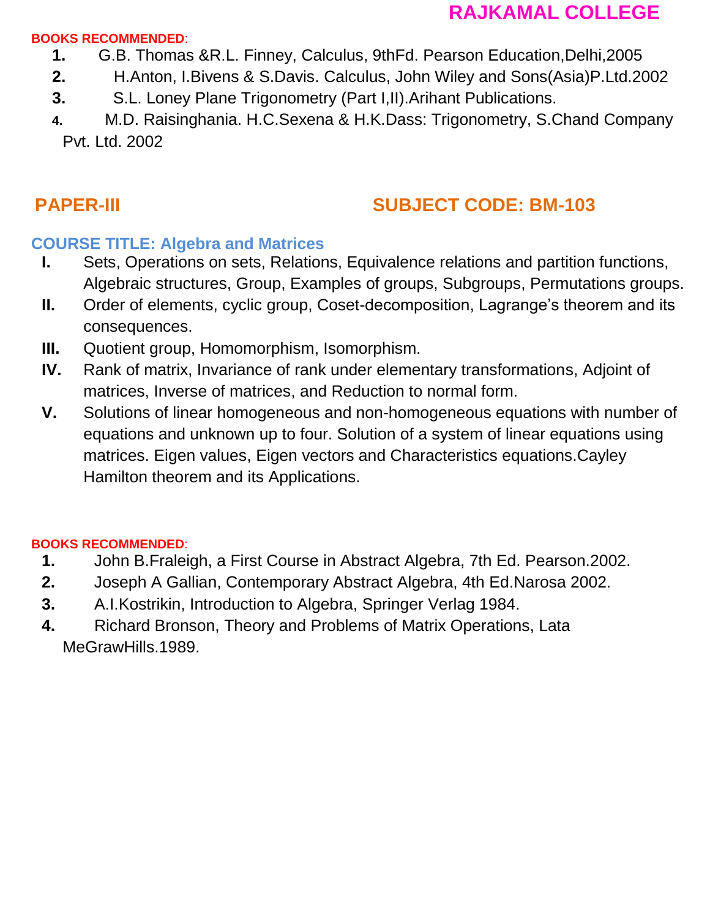**BOOKS RECOMMENDED**:

1. G.B. Thomas &R.L. Finney, Calculus, 9thFd. Pearson Education,Delhi,2005
2. H.Anton, I.Bivens & S.Davis. Calculus, John Wiley and Sons(Asia)P.Ltd.2002
3. S.L. Loney Plane Trigonometry (Part I,II).Arihant Publications.
4. M.D. Raisinghania. H.C.Sexena & H.K.Dass: Trigonometry, S.Chand Company Pvt. Ltd. 2002

## PAPER-III SUBJECT CODE: BM-103

### COURSE TITLE: Algebra and Matrices

- **I.** Sets, Operations on sets, Relations, Equivalence relations and partition functions, Algebraic structures, Group, Examples of groups, Subgroups, Permutations groups.
- **II.** Order of elements, cyclic group, Coset-decomposition, Lagrange's theorem and its consequences.
- **III.** Quotient group, Homomorphism, Isomorphism.
- **IV.** Rank of matrix, Invariance of rank under elementary transformations, Adjoint of matrices, Inverse of matrices, and Reduction to normal form.
- **V.** Solutions of linear homogeneous and non-homogeneous equations with number of equations and unknown up to four. Solution of a system of linear equations using matrices. Eigen values, Eigen vectors and Characteristics equations.Cayley Hamilton theorem and its Applications.

**BOOKS RECOMMENDED**:

1. John B.Fraleigh, a First Course in Abstract Algebra, 7th Ed. Pearson.2002.
2. Joseph A Gallian, Contemporary Abstract Algebra, 4th Ed.Narosa 2002.
3. A.I.Kostrikin, Introduction to Algebra, Springer Verlag 1984.
4. Richard Bronson, Theory and Problems of Matrix Operations, Lata MeGrawHills.1989.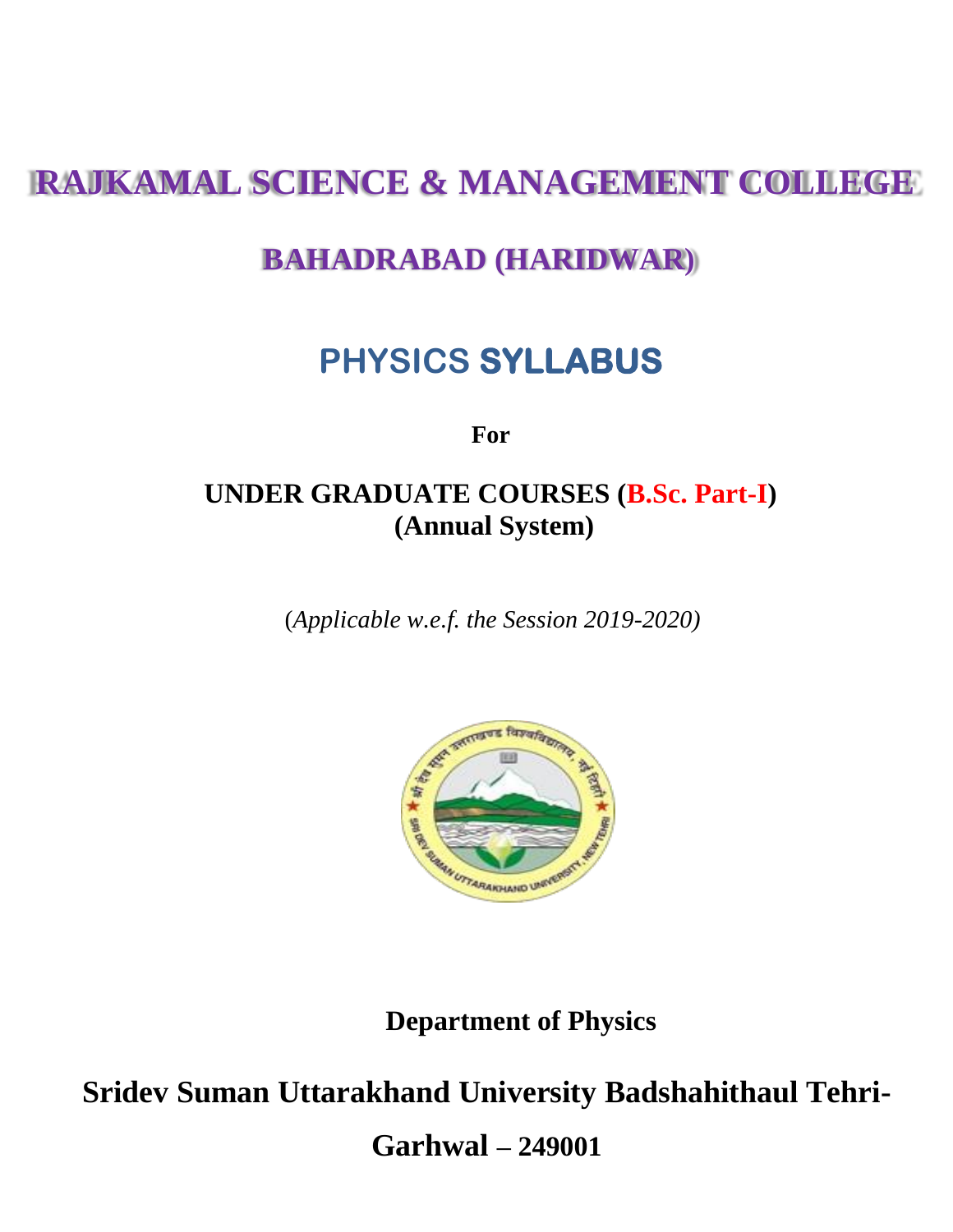# RAJKAMAL SCIENCE & MANAGEMENT COLLEGE

## BAHADRABAD (HARIDWAR)

# PHYSICS SYLLABUS

**For**

**UNDER GRADUATE COURSES (B.Sc. Part-I)**
**(Annual System)**

*(Applicable w.e.f. the Session 2019-2020)*

**Department of Physics**

**Sridev Suman Uttarakhand University Badshahithaul Tehri-Garhwal – 249001**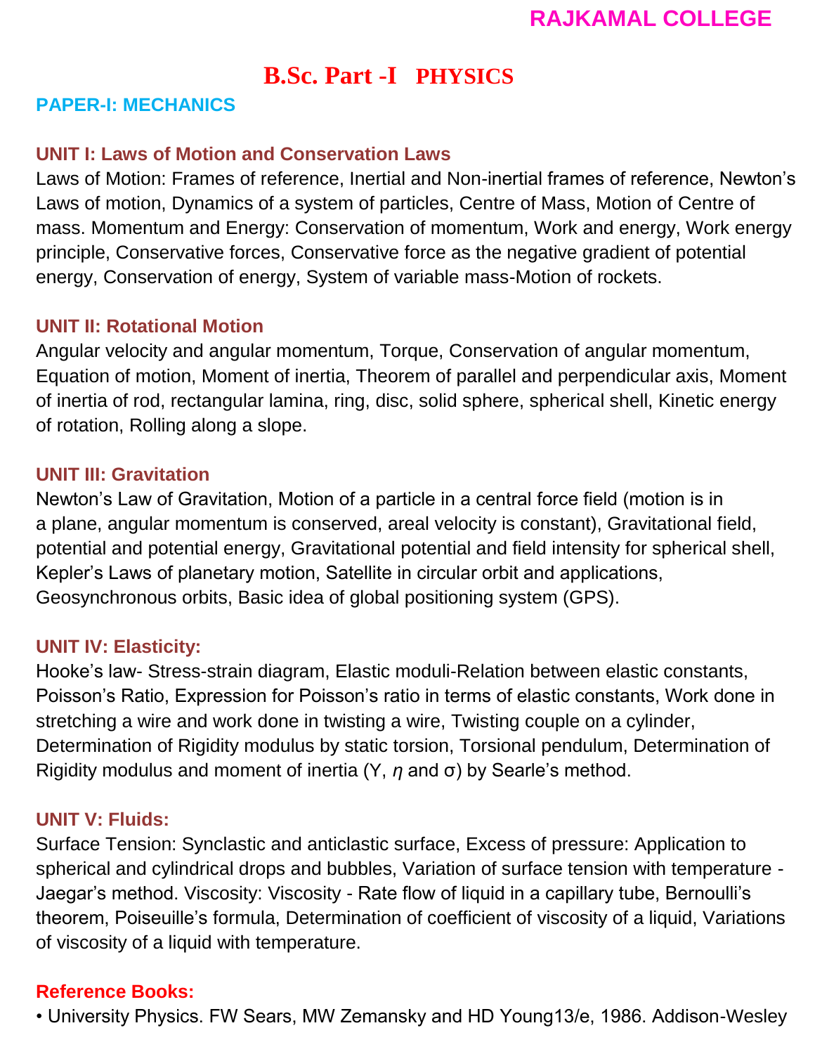# RAJKAMAL COLLEGE

## B.Sc. Part -I PHYSICS

### PAPER-I: MECHANICS

#### UNIT I: Laws of Motion and Conservation Laws

Laws of Motion: Frames of reference, Inertial and Non-inertial frames of reference, Newton's Laws of motion, Dynamics of a system of particles, Centre of Mass, Motion of Centre of mass. Momentum and Energy: Conservation of momentum, Work and energy, Work energy principle, Conservative forces, Conservative force as the negative gradient of potential energy, Conservation of energy, System of variable mass-Motion of rockets.

#### UNIT II: Rotational Motion

Angular velocity and angular momentum, Torque, Conservation of angular momentum, Equation of motion, Moment of inertia, Theorem of parallel and perpendicular axis, Moment of inertia of rod, rectangular lamina, ring, disc, solid sphere, spherical shell, Kinetic energy of rotation, Rolling along a slope.

#### UNIT III: Gravitation

Newton's Law of Gravitation, Motion of a particle in a central force field (motion is in a plane, angular momentum is conserved, areal velocity is constant), Gravitational field, potential and potential energy, Gravitational potential and field intensity for spherical shell, Kepler's Laws of planetary motion, Satellite in circular orbit and applications, Geosynchronous orbits, Basic idea of global positioning system (GPS).

#### UNIT IV: Elasticity:

Hooke's law- Stress-strain diagram, Elastic moduli-Relation between elastic constants, Poisson's Ratio, Expression for Poisson's ratio in terms of elastic constants, Work done in stretching a wire and work done in twisting a wire, Twisting couple on a cylinder, Determination of Rigidity modulus by static torsion, Torsional pendulum, Determination of Rigidity modulus and moment of inertia ($Y$, $\eta$ and $\sigma$) by Searle's method.

#### UNIT V: Fluids:

Surface Tension: Synclastic and anticlastic surface, Excess of pressure: Application to spherical and cylindrical drops and bubbles, Variation of surface tension with temperature - Jaegar's method. Viscosity: Viscosity - Rate flow of liquid in a capillary tube, Bernoulli's theorem, Poiseuille's formula, Determination of coefficient of viscosity of a liquid, Variations of viscosity of a liquid with temperature.

#### Reference Books:

- University Physics. FW Sears, MW Zemansky and HD Young13/e, 1986. Addison-Wesley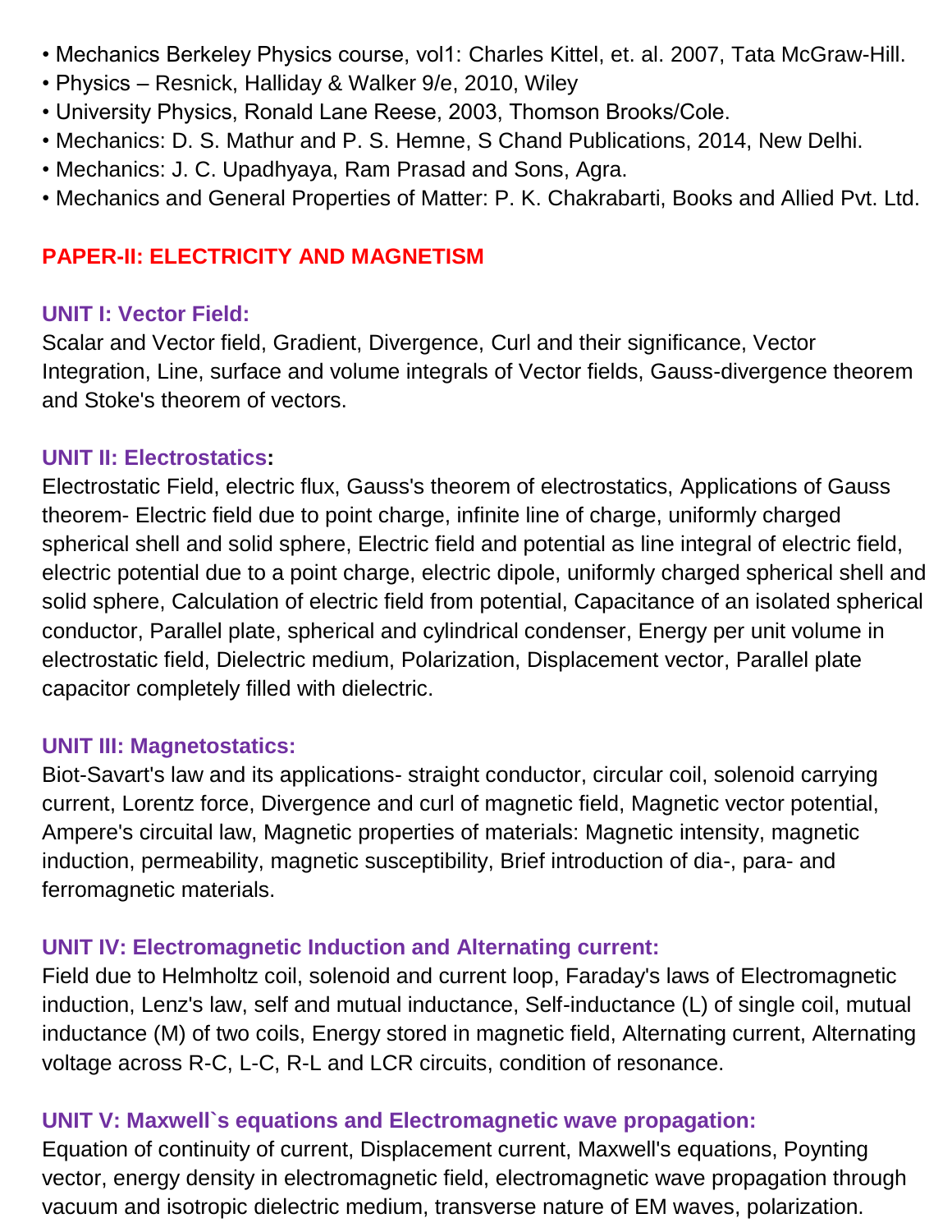- Mechanics Berkeley Physics course, vol1: Charles Kittel, et. al. 2007, Tata McGraw-Hill.
- Physics – Resnick, Halliday & Walker 9/e, 2010, Wiley
- University Physics, Ronald Lane Reese, 2003, Thomson Brooks/Cole.
- Mechanics: D. S. Mathur and P. S. Hemne, S Chand Publications, 2014, New Delhi.
- Mechanics: J. C. Upadhyaya, Ram Prasad and Sons, Agra.
- Mechanics and General Properties of Matter: P. K. Chakrabarti, Books and Allied Pvt. Ltd.

## PAPER-II: ELECTRICITY AND MAGNETISM

### UNIT I: Vector Field:

Scalar and Vector field, Gradient, Divergence, Curl and their significance, Vector Integration, Line, surface and volume integrals of Vector fields, Gauss-divergence theorem and Stoke's theorem of vectors.

### UNIT II: Electrostatics:

Electrostatic Field, electric flux, Gauss's theorem of electrostatics, Applications of Gauss theorem- Electric field due to point charge, infinite line of charge, uniformly charged spherical shell and solid sphere, Electric field and potential as line integral of electric field, electric potential due to a point charge, electric dipole, uniformly charged spherical shell and solid sphere, Calculation of electric field from potential, Capacitance of an isolated spherical conductor, Parallel plate, spherical and cylindrical condenser, Energy per unit volume in electrostatic field, Dielectric medium, Polarization, Displacement vector, Parallel plate capacitor completely filled with dielectric.

### UNIT III: Magnetostatics:

Biot-Savart's law and its applications- straight conductor, circular coil, solenoid carrying current, Lorentz force, Divergence and curl of magnetic field, Magnetic vector potential, Ampere's circuital law, Magnetic properties of materials: Magnetic intensity, magnetic induction, permeability, magnetic susceptibility, Brief introduction of dia-, para- and ferromagnetic materials.

### UNIT IV: Electromagnetic Induction and Alternating current:

Field due to Helmholtz coil, solenoid and current loop, Faraday's laws of Electromagnetic induction, Lenz's law, self and mutual inductance, Self-inductance (L) of single coil, mutual inductance (M) of two coils, Energy stored in magnetic field, Alternating current, Alternating voltage across R-C, L-C, R-L and LCR circuits, condition of resonance.

### UNIT V: Maxwell`s equations and Electromagnetic wave propagation:

Equation of continuity of current, Displacement current, Maxwell's equations, Poynting vector, energy density in electromagnetic field, electromagnetic wave propagation through vacuum and isotropic dielectric medium, transverse nature of EM waves, polarization.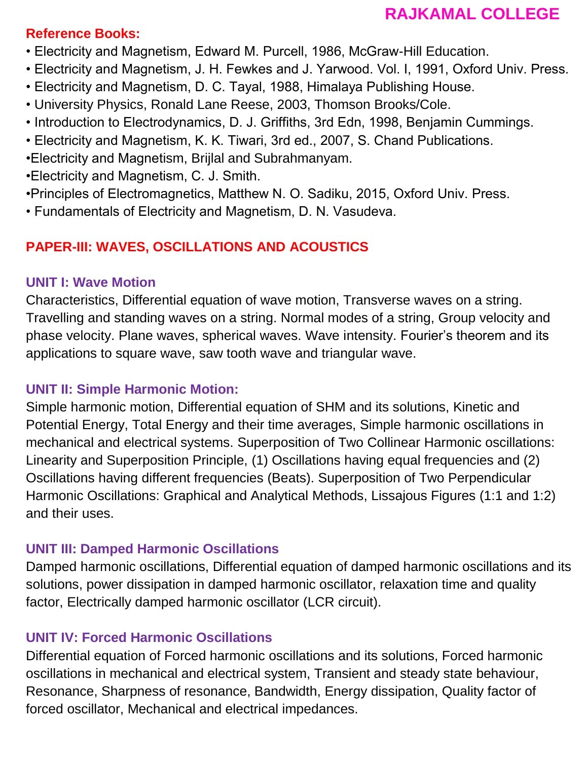**Reference Books:**

- Electricity and Magnetism, Edward M. Purcell, 1986, McGraw-Hill Education.
- Electricity and Magnetism, J. H. Fewkes and J. Yarwood. Vol. I, 1991, Oxford Univ. Press.
- Electricity and Magnetism, D. C. Tayal, 1988, Himalaya Publishing House.
- University Physics, Ronald Lane Reese, 2003, Thomson Brooks/Cole.
- Introduction to Electrodynamics, D. J. Griffiths, 3rd Edn, 1998, Benjamin Cummings.
- Electricity and Magnetism, K. K. Tiwari, 3rd ed., 2007, S. Chand Publications.
- Electricity and Magnetism, Brijlal and Subrahmanyam.
- Electricity and Magnetism, C. J. Smith.
- Principles of Electromagnetics, Matthew N. O. Sadiku, 2015, Oxford Univ. Press.
- Fundamentals of Electricity and Magnetism, D. N. Vasudeva.

## PAPER-III: WAVES, OSCILLATIONS AND ACOUSTICS

### UNIT I: Wave Motion

Characteristics, Differential equation of wave motion, Transverse waves on a string. Travelling and standing waves on a string. Normal modes of a string, Group velocity and phase velocity. Plane waves, spherical waves. Wave intensity. Fourier's theorem and its applications to square wave, saw tooth wave and triangular wave.

### UNIT II: Simple Harmonic Motion:

Simple harmonic motion, Differential equation of SHM and its solutions, Kinetic and Potential Energy, Total Energy and their time averages, Simple harmonic oscillations in mechanical and electrical systems. Superposition of Two Collinear Harmonic oscillations: Linearity and Superposition Principle, (1) Oscillations having equal frequencies and (2) Oscillations having different frequencies (Beats). Superposition of Two Perpendicular Harmonic Oscillations: Graphical and Analytical Methods, Lissajous Figures (1:1 and 1:2) and their uses.

### UNIT III: Damped Harmonic Oscillations

Damped harmonic oscillations, Differential equation of damped harmonic oscillations and its solutions, power dissipation in damped harmonic oscillator, relaxation time and quality factor, Electrically damped harmonic oscillator (LCR circuit).

### UNIT IV: Forced Harmonic Oscillations

Differential equation of Forced harmonic oscillations and its solutions, Forced harmonic oscillations in mechanical and electrical system, Transient and steady state behaviour, Resonance, Sharpness of resonance, Bandwidth, Energy dissipation, Quality factor of forced oscillator, Mechanical and electrical impedances.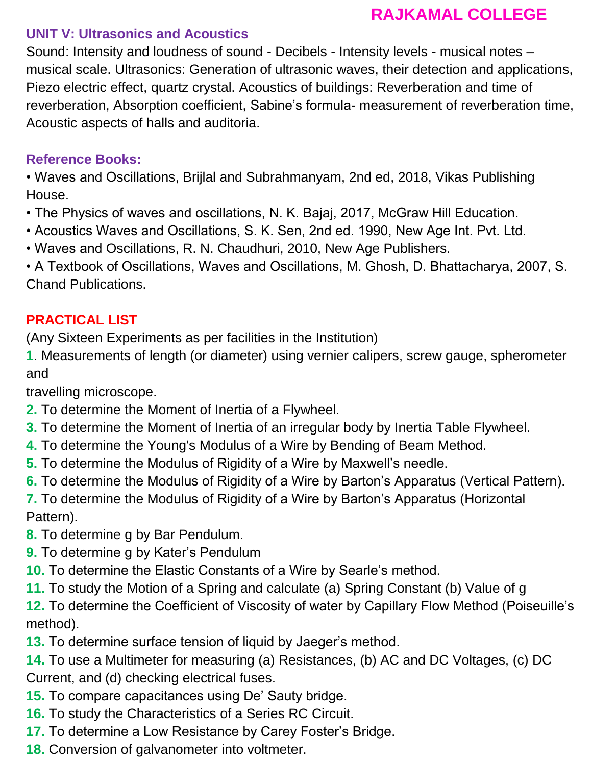## UNIT V: Ultrasonics and Acoustics

Sound: Intensity and loudness of sound - Decibels - Intensity levels - musical notes – musical scale. Ultrasonics: Generation of ultrasonic waves, their detection and applications, Piezo electric effect, quartz crystal. Acoustics of buildings: Reverberation and time of reverberation, Absorption coefficient, Sabine's formula- measurement of reverberation time, Acoustic aspects of halls and auditoria.

### Reference Books:

- Waves and Oscillations, Brijlal and Subrahmanyam, 2nd ed, 2018, Vikas Publishing House.
- The Physics of waves and oscillations, N. K. Bajaj, 2017, McGraw Hill Education.
- Acoustics Waves and Oscillations, S. K. Sen, 2nd ed. 1990, New Age Int. Pvt. Ltd.
- Waves and Oscillations, R. N. Chaudhuri, 2010, New Age Publishers.
- A Textbook of Oscillations, Waves and Oscillations, M. Ghosh, D. Bhattacharya, 2007, S. Chand Publications.

## PRACTICAL LIST

(Any Sixteen Experiments as per facilities in the Institution)

1. Measurements of length (or diameter) using vernier calipers, screw gauge, spherometer and travelling microscope.
2. To determine the Moment of Inertia of a Flywheel.
3. To determine the Moment of Inertia of an irregular body by Inertia Table Flywheel.
4. To determine the Young's Modulus of a Wire by Bending of Beam Method.
5. To determine the Modulus of Rigidity of a Wire by Maxwell's needle.
6. To determine the Modulus of Rigidity of a Wire by Barton's Apparatus (Vertical Pattern).
7. To determine the Modulus of Rigidity of a Wire by Barton's Apparatus (Horizontal Pattern).
8. To determine g by Bar Pendulum.
9. To determine g by Kater's Pendulum
10. To determine the Elastic Constants of a Wire by Searle's method.
11. To study the Motion of a Spring and calculate (a) Spring Constant (b) Value of g
12. To determine the Coefficient of Viscosity of water by Capillary Flow Method (Poiseuille's method).
13. To determine surface tension of liquid by Jaeger's method.
14. To use a Multimeter for measuring (a) Resistances, (b) AC and DC Voltages, (c) DC Current, and (d) checking electrical fuses.
15. To compare capacitances using De' Sauty bridge.
16. To study the Characteristics of a Series RC Circuit.
17. To determine a Low Resistance by Carey Foster's Bridge.
18. Conversion of galvanometer into voltmeter.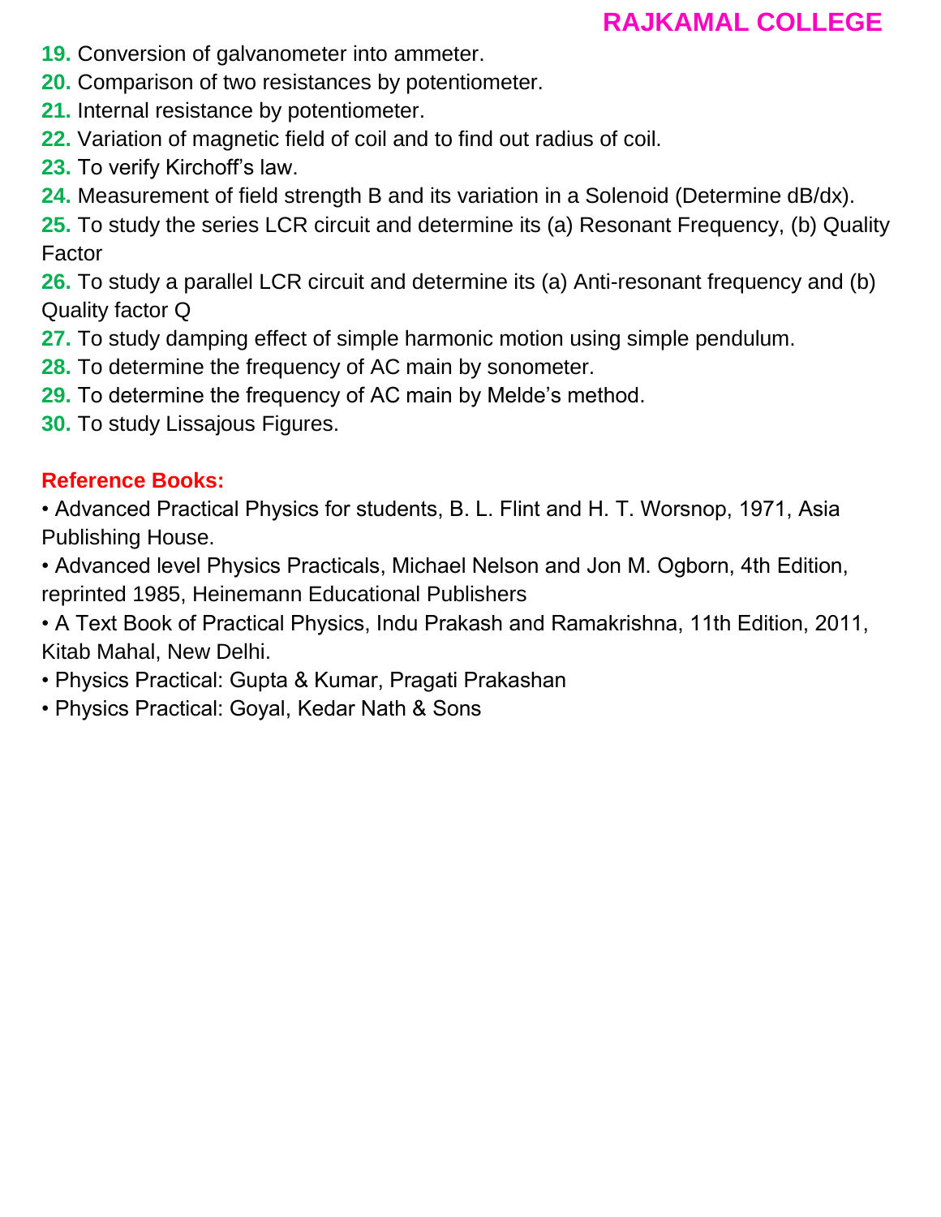19. Conversion of galvanometer into ammeter.
20. Comparison of two resistances by potentiometer.
21. Internal resistance by potentiometer.
22. Variation of magnetic field of coil and to find out radius of coil.
23. To verify Kirchoff's law.
24. Measurement of field strength B and its variation in a Solenoid (Determine dB/dx).
25. To study the series LCR circuit and determine its (a) Resonant Frequency, (b) Quality Factor
26. To study a parallel LCR circuit and determine its (a) Anti-resonant frequency and (b) Quality factor Q
27. To study damping effect of simple harmonic motion using simple pendulum.
28. To determine the frequency of AC main by sonometer.
29. To determine the frequency of AC main by Melde's method.
30. To study Lissajous Figures.

**Reference Books:**

- Advanced Practical Physics for students, B. L. Flint and H. T. Worsnop, 1971, Asia Publishing House.
- Advanced level Physics Practicals, Michael Nelson and Jon M. Ogborn, 4th Edition, reprinted 1985, Heinemann Educational Publishers
- A Text Book of Practical Physics, Indu Prakash and Ramakrishna, 11th Edition, 2011, Kitab Mahal, New Delhi.
- Physics Practical: Gupta & Kumar, Pragati Prakashan
- Physics Practical: Goyal, Kedar Nath & Sons